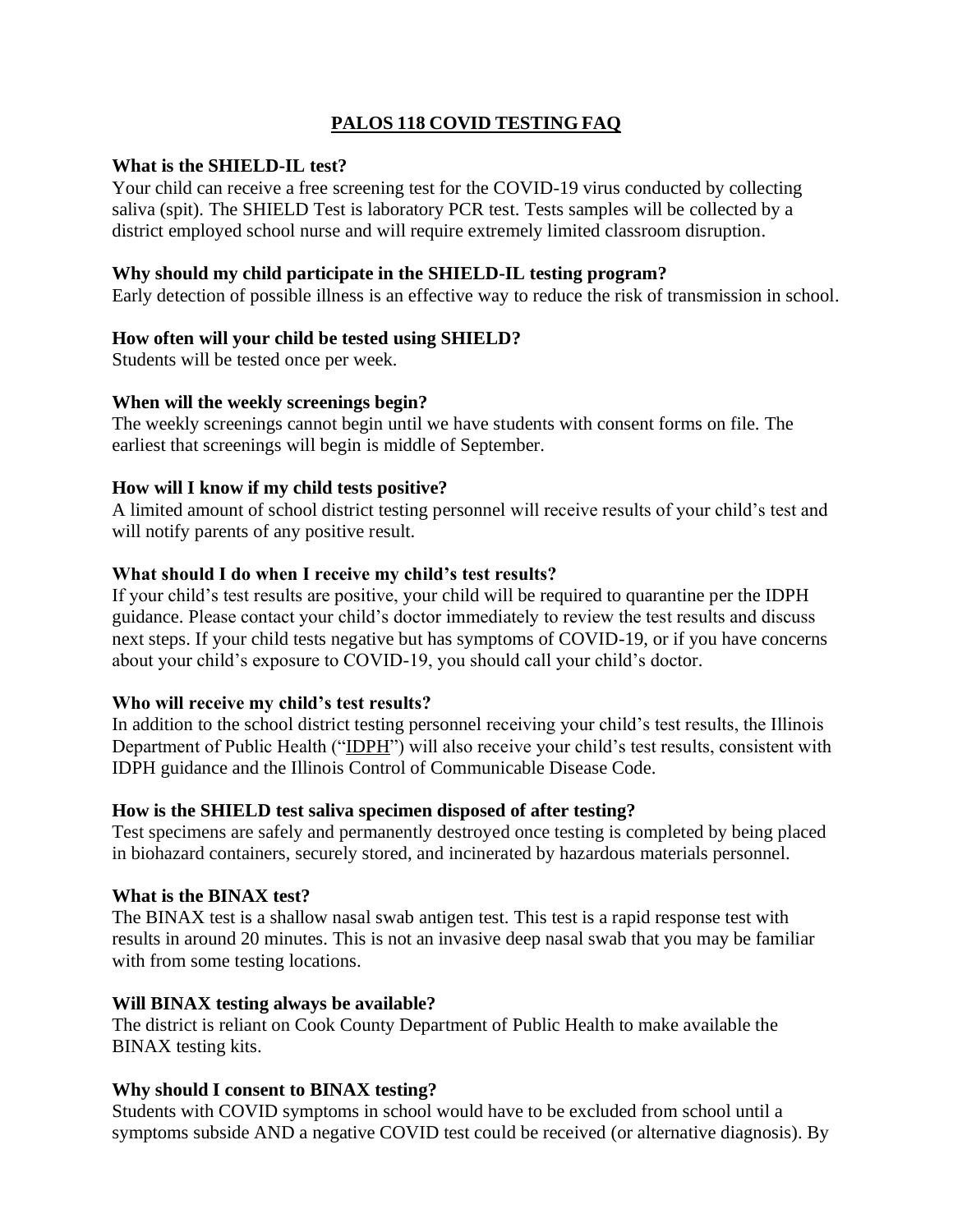# PALOS 118 COVID TESTING FAQ

**What is the SHIELD-IL test?**
Your child can receive a free screening test for the COVID-19 virus conducted by collecting saliva (spit). The SHIELD Test is laboratory PCR test. Tests samples will be collected by a district employed school nurse and will require extremely limited classroom disruption.

**Why should my child participate in the SHIELD-IL testing program?**
Early detection of possible illness is an effective way to reduce the risk of transmission in school.

**How often will your child be tested using SHIELD?**
Students will be tested once per week.

**When will the weekly screenings begin?**
The weekly screenings cannot begin until we have students with consent forms on file. The earliest that screenings will begin is middle of September.

**How will I know if my child tests positive?**
A limited amount of school district testing personnel will receive results of your child's test and will notify parents of any positive result.

**What should I do when I receive my child's test results?**
If your child's test results are positive, your child will be required to quarantine per the IDPH guidance. Please contact your child's doctor immediately to review the test results and discuss next steps. If your child tests negative but has symptoms of COVID-19, or if you have concerns about your child's exposure to COVID-19, you should call your child's doctor.

**Who will receive my child's test results?**
In addition to the school district testing personnel receiving your child's test results, the Illinois Department of Public Health ("IDPH") will also receive your child's test results, consistent with IDPH guidance and the Illinois Control of Communicable Disease Code.

**How is the SHIELD test saliva specimen disposed of after testing?**
Test specimens are safely and permanently destroyed once testing is completed by being placed in biohazard containers, securely stored, and incinerated by hazardous materials personnel.

**What is the BINAX test?**
The BINAX test is a shallow nasal swab antigen test. This test is a rapid response test with results in around 20 minutes. This is not an invasive deep nasal swab that you may be familiar with from some testing locations.

**Will BINAX testing always be available?**
The district is reliant on Cook County Department of Public Health to make available the BINAX testing kits.

**Why should I consent to BINAX testing?**
Students with COVID symptoms in school would have to be excluded from school until a symptoms subside AND a negative COVID test could be received (or alternative diagnosis). By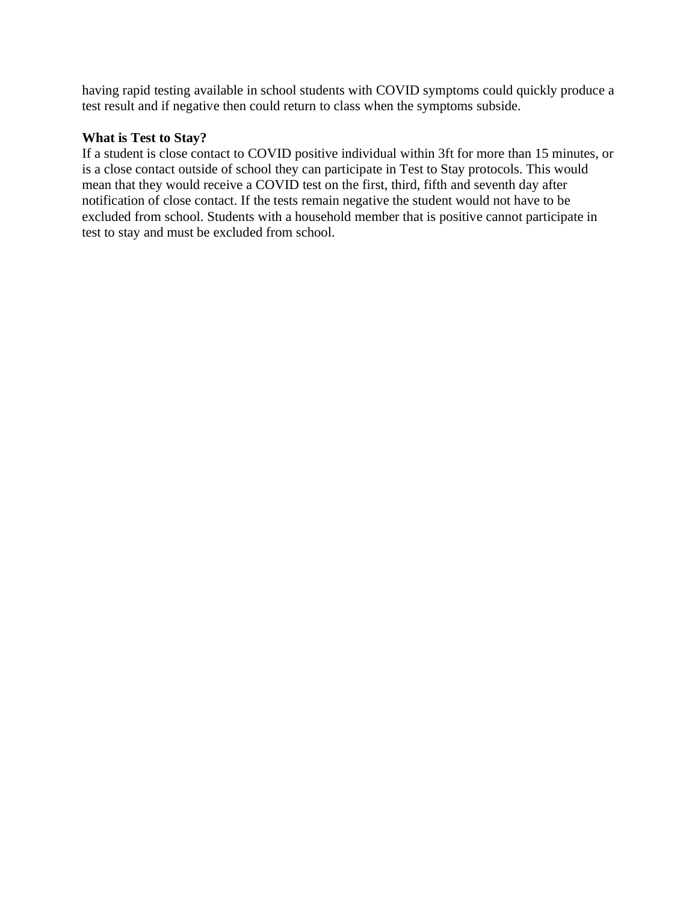having rapid testing available in school students with COVID symptoms could quickly produce a test result and if negative then could return to class when the symptoms subside.

**What is Test to Stay?**

If a student is close contact to COVID positive individual within 3ft for more than 15 minutes, or is a close contact outside of school they can participate in Test to Stay protocols. This would mean that they would receive a COVID test on the first, third, fifth and seventh day after notification of close contact. If the tests remain negative the student would not have to be excluded from school. Students with a household member that is positive cannot participate in test to stay and must be excluded from school.